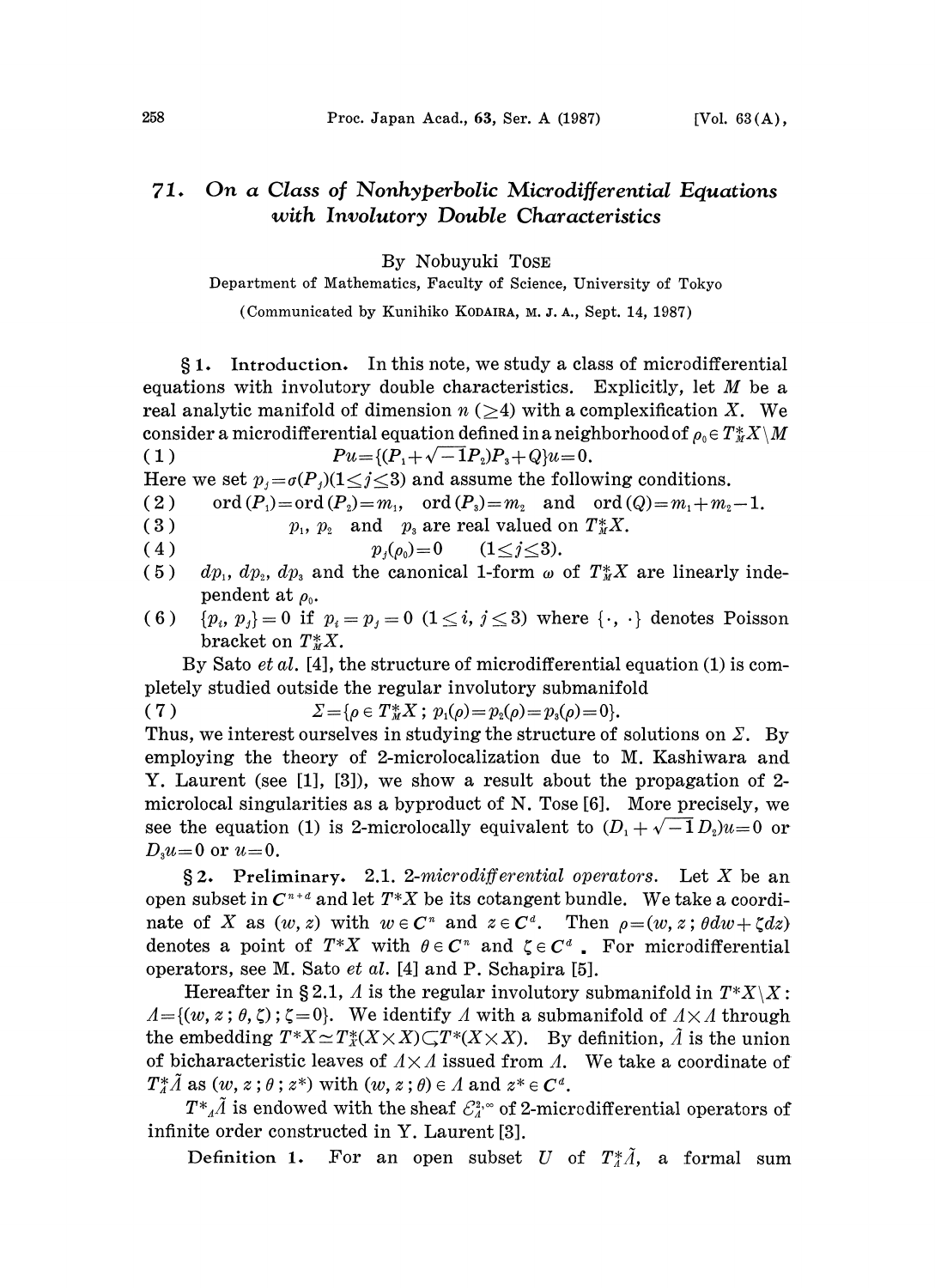# 71. *On a Class of Nonhyperbolic Microdifferential Equations with Involutory Double Characteristics*

By Nobuyuki TOSE

Department of Mathematics, Faculty of Science, University of Tokyo

(Communicated by Kunihiko KODAIRA, M. J. A., Sept. 14, 1987)

**§ 1. Introduction.** In this note, we study a class of microdifferential equations with involutory double characteristics. Explicitly, let $M$ be a real analytic manifold of dimension $n$ ($\geq 4$) with a complexification $X$. We consider a microdifferential equation defined in a neighborhood of $\rho_0 \in T^*_M X \setminus M$

$$(1) \qquad Pu = \{(P_1 + \sqrt{-1} P_2) P_3 + Q\} u = 0.$$

Here we set $p_j = \sigma(P_j)$ $(1 \leq j \leq 3)$ and assume the following conditions.

(2) $\quad \operatorname{ord}(P_1) = \operatorname{ord}(P_2) = m_1, \quad \operatorname{ord}(P_3) = m_2 \quad$ and $\quad \operatorname{ord}(Q) = m_1 + m_2 - 1.$

(3) $\quad p_1, p_2$ and $p_3$ are real valued on $T^*_M X$.

(4) $\quad p_j(\rho_0) = 0 \qquad (1 \leq j \leq 3).$

(5) $\quad dp_1, dp_2, dp_3$ and the canonical 1-form $\omega$ of $T^*_M X$ are linearly independent at $\rho_0$.

(6) $\quad \{p_i, p_j\} = 0$ if $p_i = p_j = 0$ $(1 \leq i, j \leq 3)$ where $\{\cdot, \cdot\}$ denotes Poisson bracket on $T^*_M X$.

By Sato *et al.* [4], the structure of microdifferential equation (1) is completely studied outside the regular involutory submanifold

$$(7) \qquad \Sigma = \{\rho \in T^*_M X \,;\, p_1(\rho) = p_2(\rho) = p_3(\rho) = 0\}.$$

Thus, we interest ourselves in studying the structure of solutions on $\Sigma$. By employing the theory of 2-microlocalization due to M. Kashiwara and Y. Laurent (see [1], [3]), we show a result about the propagation of 2-microlocal singularities as a byproduct of N. Tose [6]. More precisely, we see the equation (1) is 2-microlocally equivalent to $(D_1 + \sqrt{-1} D_2) u = 0$ or $D_3 u = 0$ or $u = 0$.

**§ 2. Preliminary.** 2.1. *2-microdifferential operators.* Let $X$ be an open subset in $C^{n+d}$ and let $T^*X$ be its cotangent bundle. We take a coordinate of $X$ as $(w, z)$ with $w \in C^n$ and $z \in C^d$. Then $\rho = (w, z\,;\, \theta dw + \zeta dz)$ denotes a point of $T^*X$ with $\theta \in C^n$ and $\zeta \in C^d$. For microdifferential operators, see M. Sato *et al.* [4] and P. Schapira [5].

Hereafter in § 2.1, $\Lambda$ is the regular involutory submanifold in $T^*X \setminus X$: $\Lambda = \{(w, z\,;\, \theta, \zeta)\,;\, \zeta = 0\}$. We identify $\Lambda$ with a submanifold of $\Lambda \times \Lambda$ through the embedding $T^*X \simeq T^*_X(X \times X) \subsetneq T^*(X \times X)$. By definition, $\tilde{\Lambda}$ is the union of bicharacteristic leaves of $\Lambda \times \Lambda$ issued from $\Lambda$. We take a coordinate of $T^*_\Lambda \tilde{\Lambda}$ as $(w, z\,;\, \theta\,;\, z^*)$ with $(w, z\,;\, \theta) \in \Lambda$ and $z^* \in C^d$.

$T^*_\Lambda \tilde{\Lambda}$ is endowed with the sheaf $\mathcal{E}^{2,\infty}_\Lambda$ of 2-microdifferential operators of infinite order constructed in Y. Laurent [3].

**Definition 1.** For an open subset $U$ of $T^*_\Lambda \tilde{\Lambda}$, a formal sum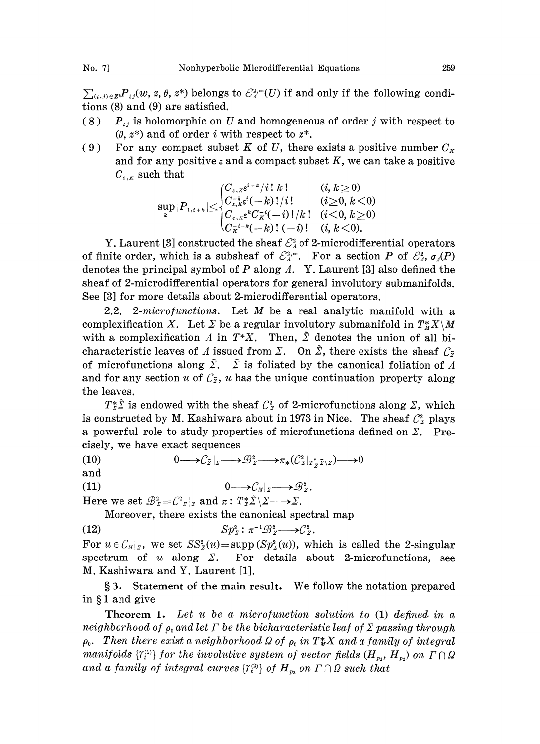$\sum_{(i,j)\in Z^2} P_{ij}(w, z, \theta, z^*)$ belongs to $\mathcal{E}_\Lambda^{2,\infty}(U)$ if and only if the following conditions (8) and (9) are satisfied.

(8) $P_{ij}$ is holomorphic on $U$ and homogeneous of order $j$ with respect to $(\theta, z^*)$ and of order $i$ with respect to $z^*$.

(9) For any compact subset $K$ of $U$, there exists a positive number $C_K$ and for any positive $\varepsilon$ and a compact subset $K$, we can take a positive $C_{\varepsilon,K}$ such that

$$\sup_K |P_{1,i+k}| \leq \begin{cases} C_{\varepsilon,K}\varepsilon^{i+k}/i!\,k! & (i, k \geq 0) \\ C_{\varepsilon,K}^{-k}\varepsilon^{i}(-k)!/i! & (i \geq 0, k < 0) \\ C_{\varepsilon,K}\varepsilon^{k}C_K^{-i}(-i)!/k! & (i < 0, k \geq 0) \\ C_K^{-i-k}(-k)!\,(-i)! & (i, k < 0). \end{cases}$$

Y. Laurent [3] constructed the sheaf $\mathcal{E}_\Lambda^2$ of 2-microdifferential operators of finite order, which is a subsheaf of $\mathcal{E}_\Lambda^{2,\infty}$. For a section $P$ of $\mathcal{E}_\Lambda^2$, $\sigma_\Lambda(P)$ denotes the principal symbol of $P$ along $\Lambda$. Y. Laurent [3] also defined the sheaf of 2-microdifferential operators for general involutory submanifolds. See [3] for more details about 2-microdifferential operators.

2.2. *2-microfunctions.* Let $M$ be a real analytic manifold with a complexification $X$. Let $\Sigma$ be a regular involutory submanifold in $T_M^*X\backslash M$ with a complexification $\Lambda$ in $T^*X$. Then, $\tilde{\Sigma}$ denotes the union of all bicharacteristic leaves of $\Lambda$ issued from $\Sigma$. On $\tilde{\Sigma}$, there exists the sheaf $\mathcal{C}_{\tilde{\Sigma}}$ of microfunctions along $\tilde{\Sigma}$. $\tilde{\Sigma}$ is foliated by the canonical foliation of $\Lambda$ and for any section $u$ of $\mathcal{C}_{\tilde{\Sigma}}$, $u$ has the unique continuation property along the leaves.

$T_\Sigma^*\tilde{\Sigma}$ is endowed with the sheaf $\mathcal{C}_\Sigma^2$ of 2-microfunctions along $\Sigma$, which is constructed by M. Kashiwara about in 1973 in Nice. The sheaf $\mathcal{C}_\Sigma^2$ plays a powerful role to study properties of microfunctions defined on $\Sigma$. Precisely, we have exact sequences

$$0 \longrightarrow \mathcal{C}_{\tilde{\Sigma}}|_\Sigma \longrightarrow \mathcal{B}_\Sigma^2 \longrightarrow \pi_*(\mathcal{C}_\Sigma^2|_{T_\Sigma^*\tilde{\Sigma}\backslash\Sigma}) \longrightarrow 0 \tag{10}$$

and

$$0 \longrightarrow \mathcal{C}_M|_\Sigma \longrightarrow \mathcal{B}_\Sigma^2. \tag{11}$$

Here we set $\mathcal{B}_\Sigma^2 = \mathcal{C}_\Sigma^2|_\Sigma$ and $\pi: T_\Sigma^*\tilde{\Sigma}\backslash\Sigma \longrightarrow \Sigma$.

Moreover, there exists the canonical spectral map

$$Sp_\Sigma^2 : \pi^{-1}\mathcal{B}_\Sigma^2 \longrightarrow \mathcal{C}_\Sigma^2. \tag{12}$$

For $u \in \mathcal{C}_M|_\Sigma$, we set $SS_\Sigma^2(u) = \operatorname{supp}(Sp_\Sigma^2(u))$, which is called the 2-singular spectrum of $u$ along $\Sigma$. For details about 2-microfunctions, see M. Kashiwara and Y. Laurent [1].

## § 3. Statement of the main result.

We follow the notation prepared in § 1 and give

**Theorem 1.** *Let $u$ be a microfunction solution to* (1) *defined in a neighborhood of $\rho_0$ and let $\Gamma$ be the bicharacteristic leaf of $\Sigma$ passing through $\rho_0$. Then there exist a neighborhood $\Omega$ of $\rho_0$ in $T_M^*X$ and a family of integral manifolds $\{\gamma_t^{(1)}\}$ for the involutive system of vector fields $(H_{p_1}, H_{p_2})$ on $\Gamma\cap\Omega$ and a family of integral curves $\{\gamma_t^{(2)}\}$ of $H_{p_3}$ on $\Gamma\cap\Omega$ such that*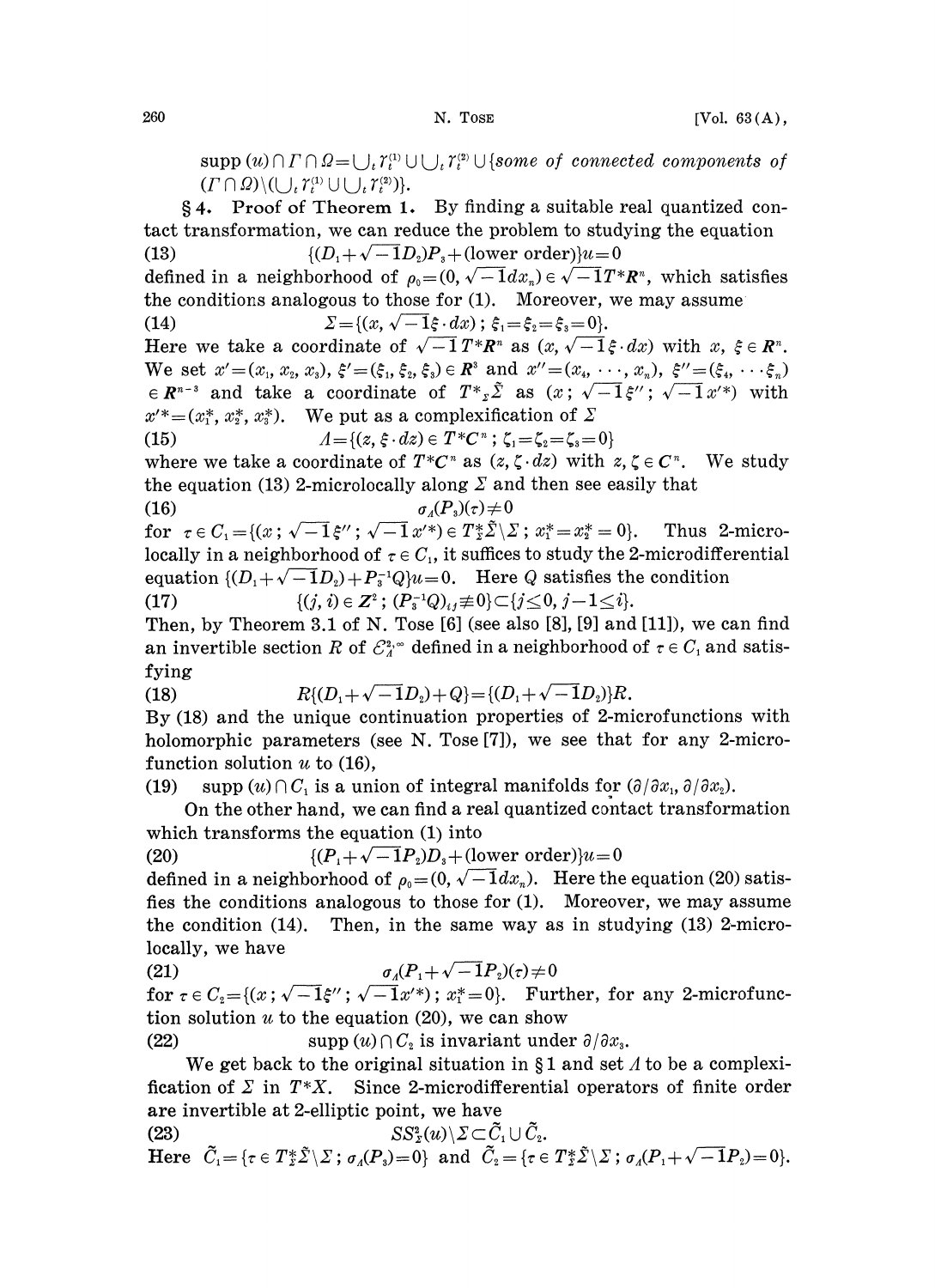$\operatorname{supp}(u) \cap \Gamma \cap \Omega = \bigcup_t \gamma_t^{(1)} \cup \bigcup_t \gamma_t^{(2)} \cup$ {*some of connected components of* $(\Gamma \cap \Omega) \backslash (\bigcup_t \gamma_t^{(1)} \cup \bigcup_t \gamma_t^{(2)})$}.

**§4. Proof of Theorem 1.** By finding a suitable real quantized contact transformation, we can reduce the problem to studying the equation

$$\{(D_1+\sqrt{-1}D_2)P_3+(\text{lower order})\}u=0 \tag{13}$$

defined in a neighborhood of $\rho_0=(0, \sqrt{-1}dx_n) \in \sqrt{-1}T^*\boldsymbol{R}^n$, which satisfies the conditions analogous to those for (1). Moreover, we may assume

$$\Sigma=\{(x, \sqrt{-1}\xi \cdot dx)\,;\, \xi_1=\xi_2=\xi_3=0\}. \tag{14}$$

Here we take a coordinate of $\sqrt{-1}T^*\boldsymbol{R}^n$ as $(x, \sqrt{-1}\xi \cdot dx)$ with $x, \xi \in \boldsymbol{R}^n$. We set $x'=(x_1, x_2, x_3)$, $\xi'=(\xi_1, \xi_2, \xi_3) \in \boldsymbol{R}^3$ and $x''=(x_4, \cdots, x_n)$, $\xi''=(\xi_4, \cdots \xi_n) \in \boldsymbol{R}^{n-3}$ and take a coordinate of $T^*_\Sigma\tilde{\Sigma}$ as $(x\,;\, \sqrt{-1}\xi''\,;\, \sqrt{-1}x'^*)$ with $x'^*=(x_1^*, x_2^*, x_3^*)$. We put as a complexification of $\Sigma$

$$\Lambda=\{(z, \zeta \cdot dz) \in T^*\boldsymbol{C}^n\,;\, \zeta_1=\zeta_2=\zeta_3=0\} \tag{15}$$

where we take a coordinate of $T^*\boldsymbol{C}^n$ as $(z, \zeta \cdot dz)$ with $z, \zeta \in \boldsymbol{C}^n$. We study the equation (13) 2-microlocally along $\Sigma$ and then see easily that

$$\sigma_\Lambda(P_3)(\tau) \neq 0 \tag{16}$$

for $\tau \in C_1=\{(x\,;\, \sqrt{-1}\xi''\,;\, \sqrt{-1}x'^*) \in T^*_\Sigma\tilde{\Sigma} \backslash \Sigma\,;\, x_1^*=x_2^*=0\}$. Thus 2-microlocally in a neighborhood of $\tau \in C_1$, it suffices to study the 2-microdifferential equation $\{(D_1+\sqrt{-1}D_2)+P_3^{-1}Q\}u=0$. Here $Q$ satisfies the condition

$$\{(j, i) \in \boldsymbol{Z}^2\,;\, (P_3^{-1}Q)_{i,j} \not\equiv 0\} \subset \{j \leq 0, j-1 \leq i\}. \tag{17}$$

Then, by Theorem 3.1 of N. Tose [6] (see also [8], [9] and [11]), we can find an invertible section $R$ of $\mathcal{E}_\Lambda^{2,\infty}$ defined in a neighborhood of $\tau \in C_1$ and satisfying

$$R\{(D_1+\sqrt{-1}D_2)+Q\}=\{(D_1+\sqrt{-1}D_2)\}R. \tag{18}$$

By (18) and the unique continuation properties of 2-microfunctions with holomorphic parameters (see N. Tose [7]), we see that for any 2-microfunction solution $u$ to (16),

(19) $\quad \operatorname{supp}(u) \cap C_1$ is a union of integral manifolds for $(\partial/\partial x_1, \partial/\partial x_2)$.

On the other hand, we can find a real quantized contact transformation which transforms the equation (1) into

$$\{(P_1+\sqrt{-1}P_2)D_3+(\text{lower order})\}u=0 \tag{20}$$

defined in a neighborhood of $\rho_0=(0, \sqrt{-1}dx_n)$. Here the equation (20) satisfies the conditions analogous to those for (1). Moreover, we may assume the condition (14). Then, in the same way as in studying (13) 2-microlocally, we have

$$\sigma_\Lambda(P_1+\sqrt{-1}P_2)(\tau) \neq 0 \tag{21}$$

for $\tau \in C_2=\{(x\,;\, \sqrt{-1}\xi''\,;\, \sqrt{-1}x'^*)\,;\, x_1^*=0\}$. Further, for any 2-microfunction solution $u$ to the equation (20), we can show

(22) $\quad \operatorname{supp}(u) \cap C_2$ is invariant under $\partial/\partial x_3$.

We get back to the original situation in §1 and set $\Lambda$ to be a complexification of $\Sigma$ in $T^*X$. Since 2-microdifferential operators of finite order are invertible at 2-elliptic point, we have

$$SS_\Sigma^2(u) \backslash \Sigma \subset \tilde{C}_1 \cup \tilde{C}_2. \tag{23}$$

Here $\tilde{C}_1=\{\tau \in T^*_\Sigma\tilde{\Sigma} \backslash \Sigma\,;\, \sigma_\Lambda(P_3)=0\}$ and $\tilde{C}_2=\{\tau \in T^*_\Sigma\tilde{\Sigma} \backslash \Sigma\,;\, \sigma_\Lambda(P_1+\sqrt{-1}P_2)=0\}$.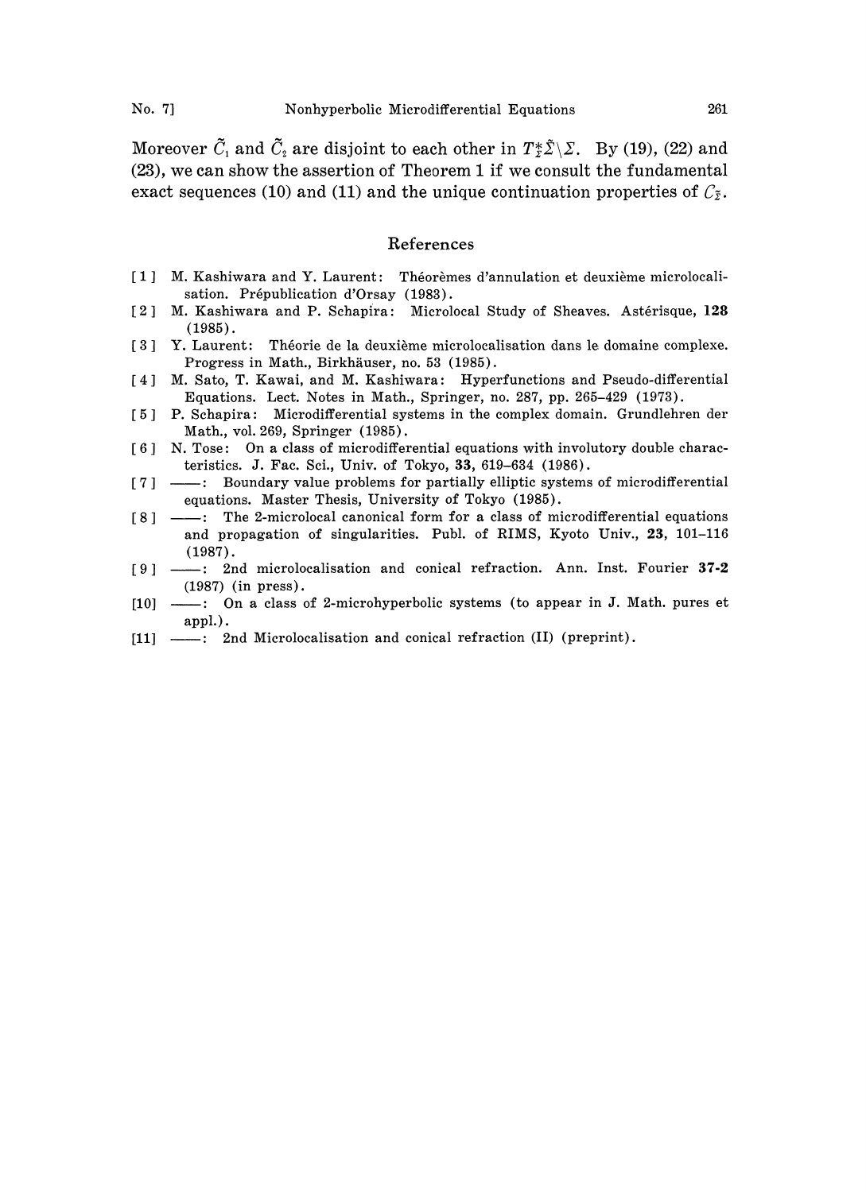Moreover $\tilde{C}_1$ and $\tilde{C}_2$ are disjoint to each other in $T^*_{\tilde{\Sigma}}\tilde{\Sigma}\backslash\Sigma$. By (19), (22) and (23), we can show the assertion of Theorem 1 if we consult the fundamental exact sequences (10) and (11) and the unique continuation properties of $C_{\tilde{\Sigma}}$.

## References

[1] M. Kashiwara and Y. Laurent: Théorèmes d'annulation et deuxième microlocalisation. Prépublication d'Orsay (1983).

[2] M. Kashiwara and P. Schapira: Microlocal Study of Sheaves. Astérisque, **128** (1985).

[3] Y. Laurent: Théorie de la deuxième microlocalisation dans le domaine complexe. Progress in Math., Birkhäuser, no. 53 (1985).

[4] M. Sato, T. Kawai, and M. Kashiwara: Hyperfunctions and Pseudo-differential Equations. Lect. Notes in Math., Springer, no. 287, pp. 265–429 (1973).

[5] P. Schapira: Microdifferential systems in the complex domain. Grundlehren der Math., vol. 269, Springer (1985).

[6] N. Tose: On a class of microdifferential equations with involutory double characteristics. J. Fac. Sci., Univ. of Tokyo, **33**, 619–634 (1986).

[7] ——: Boundary value problems for partially elliptic systems of microdifferential equations. Master Thesis, University of Tokyo (1985).

[8] ——: The 2-microlocal canonical form for a class of microdifferential equations and propagation of singularities. Publ. of RIMS, Kyoto Univ., **23**, 101–116 (1987).

[9] ——: 2nd microlocalisation and conical refraction. Ann. Inst. Fourier **37-2** (1987) (in press).

[10] ——: On a class of 2-microhyperbolic systems (to appear in J. Math. pures et appl.).

[11] ——: 2nd Microlocalisation and conical refraction (II) (preprint).